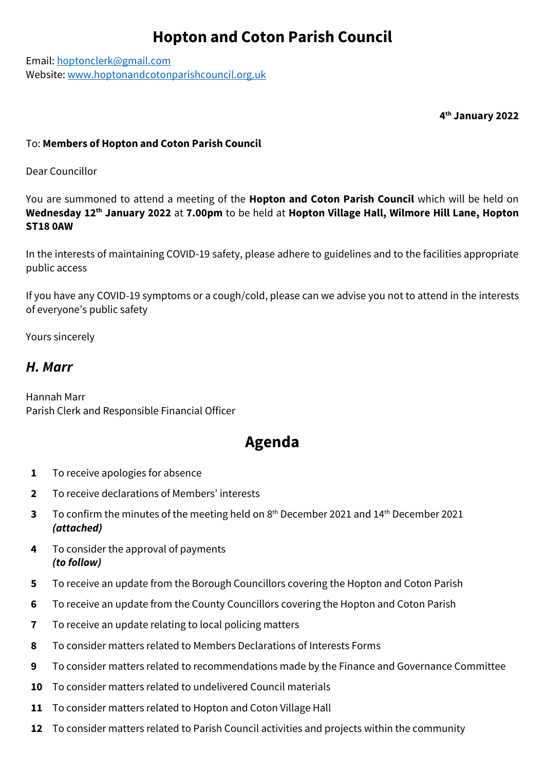# Hopton and Coton Parish Council

Email: hoptonclerk@gmail.com
Website: www.hoptonandcotonparishcouncil.org.uk

**4th January 2022**

To: **Members of Hopton and Coton Parish Council**

Dear Councillor

You are summoned to attend a meeting of the **Hopton and Coton Parish Council** which will be held on **Wednesday 12th January 2022** at **7.00pm** to be held at **Hopton Village Hall, Wilmore Hill Lane, Hopton ST18 0AW**

In the interests of maintaining COVID-19 safety, please adhere to guidelines and to the facilities appropriate public access

If you have any COVID-19 symptoms or a cough/cold, please can we advise you not to attend in the interests of everyone's public safety

Yours sincerely

***H. Marr***

Hannah Marr
Parish Clerk and Responsible Financial Officer

# Agenda

1. To receive apologies for absence
2. To receive declarations of Members' interests
3. To confirm the minutes of the meeting held on 8th December 2021 and 14th December 2021
   ***(attached)***
4. To consider the approval of payments
   ***(to follow)***
5. To receive an update from the Borough Councillors covering the Hopton and Coton Parish
6. To receive an update from the County Councillors covering the Hopton and Coton Parish
7. To receive an update relating to local policing matters
8. To consider matters related to Members Declarations of Interests Forms
9. To consider matters related to recommendations made by the Finance and Governance Committee
10. To consider matters related to undelivered Council materials
11. To consider matters related to Hopton and Coton Village Hall
12. To consider matters related to Parish Council activities and projects within the community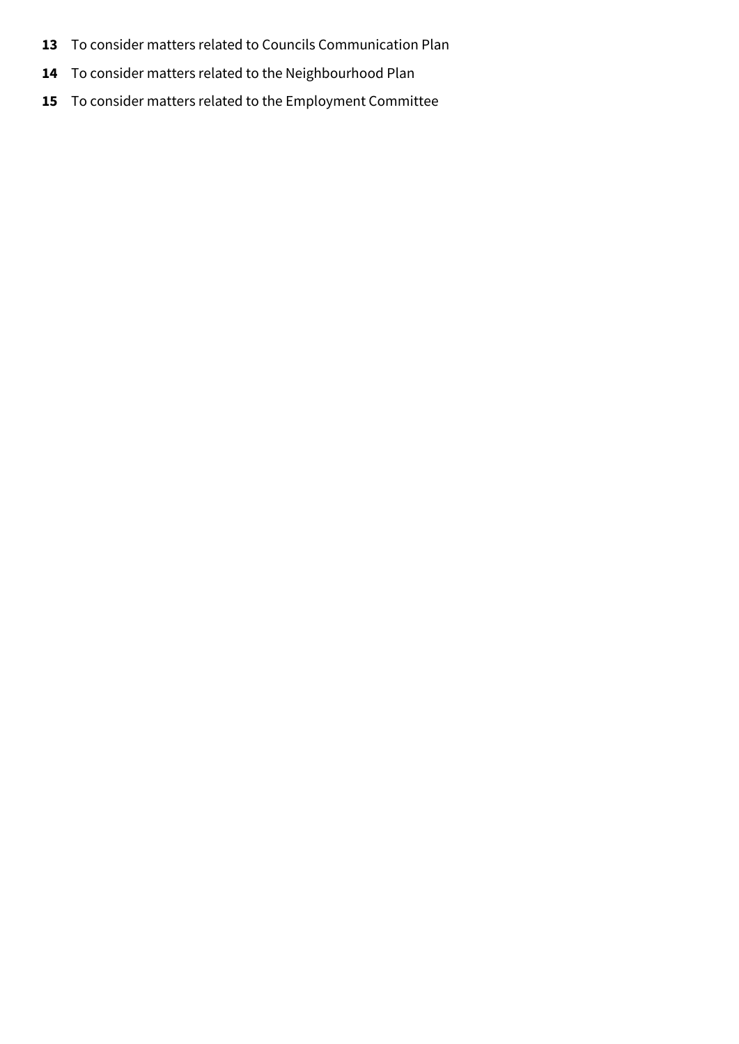**13** To consider matters related to Councils Communication Plan

**14** To consider matters related to the Neighbourhood Plan

**15** To consider matters related to the Employment Committee